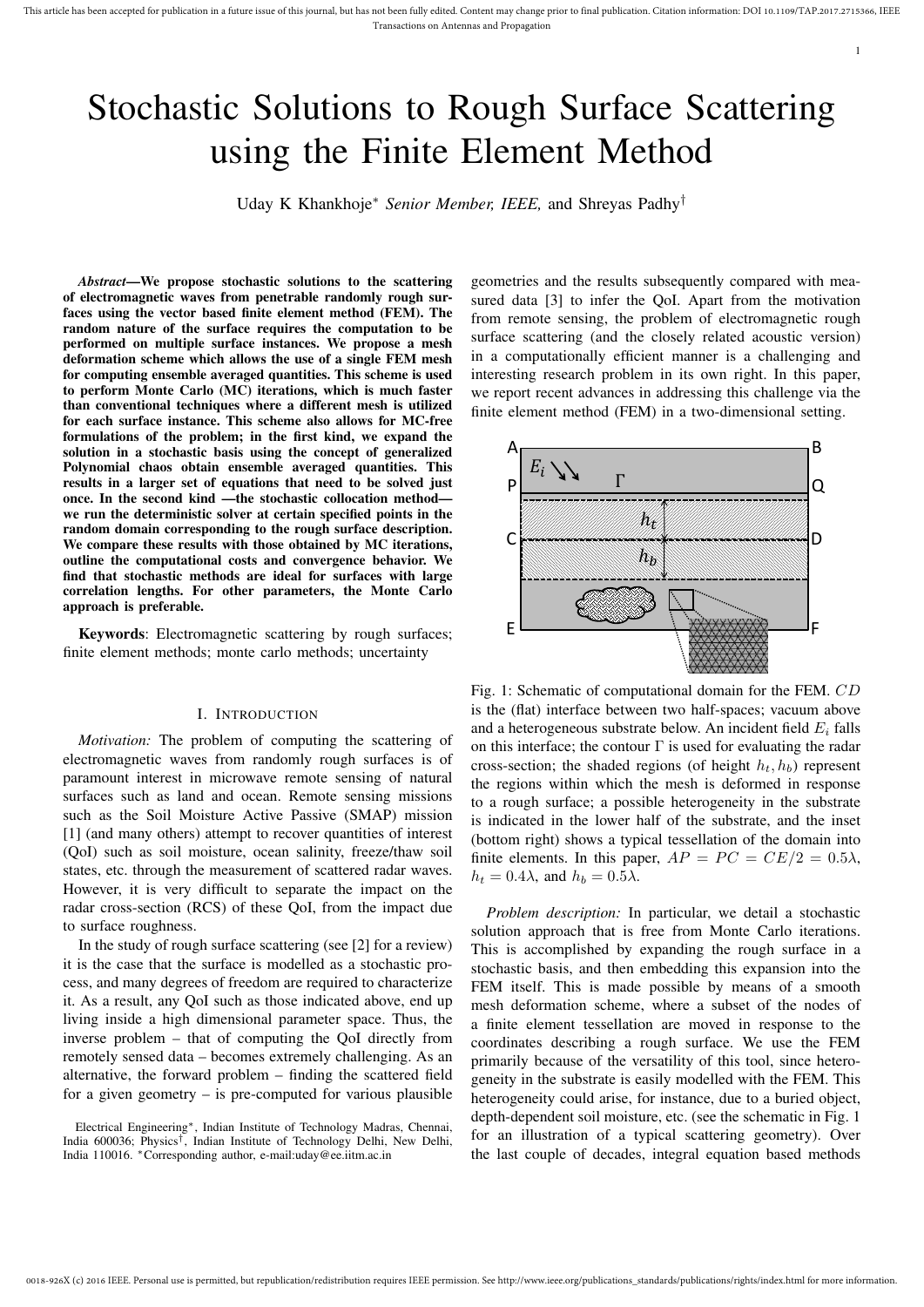# Stochastic Solutions to Rough Surface Scattering using the Finite Element Method

Uday K Khankhoje* *Senior Member, IEEE,* and Shreyas Padhy†

***Abstract*—We propose stochastic solutions to the scattering of electromagnetic waves from penetrable randomly rough surfaces using the vector based finite element method (FEM). The random nature of the surface requires the computation to be performed on multiple surface instances. We propose a mesh deformation scheme which allows the use of a single FEM mesh for computing ensemble averaged quantities. This scheme is used to perform Monte Carlo (MC) iterations, which is much faster than conventional techniques where a different mesh is utilized for each surface instance. This scheme also allows for MC-free formulations of the problem; in the first kind, we expand the solution in a stochastic basis using the concept of generalized Polynomial chaos obtain ensemble averaged quantities. This results in a larger set of equations that need to be solved just once. In the second kind —the stochastic collocation method— we run the deterministic solver at certain specified points in the random domain corresponding to the rough surface description. We compare these results with those obtained by MC iterations, outline the computational costs and convergence behavior. We find that stochastic methods are ideal for surfaces with large correlation lengths. For other parameters, the Monte Carlo approach is preferable.**

**Keywords**: Electromagnetic scattering by rough surfaces; finite element methods; monte carlo methods; uncertainty

## I. Introduction

*Motivation:* The problem of computing the scattering of electromagnetic waves from randomly rough surfaces is of paramount interest in microwave remote sensing of natural surfaces such as land and ocean. Remote sensing missions such as the Soil Moisture Active Passive (SMAP) mission [1] (and many others) attempt to recover quantities of interest (QoI) such as soil moisture, ocean salinity, freeze/thaw soil states, etc. through the measurement of scattered radar waves. However, it is very difficult to separate the impact on the radar cross-section (RCS) of these QoI, from the impact due to surface roughness.

In the study of rough surface scattering (see [2] for a review) it is the case that the surface is modelled as a stochastic process, and many degrees of freedom are required to characterize it. As a result, any QoI such as those indicated above, end up living inside a high dimensional parameter space. Thus, the inverse problem – that of computing the QoI directly from remotely sensed data – becomes extremely challenging. As an alternative, the forward problem – finding the scattered field for a given geometry – is pre-computed for various plausible geometries and the results subsequently compared with measured data [3] to infer the QoI. Apart from the motivation from remote sensing, the problem of electromagnetic rough surface scattering (and the closely related acoustic version) in a computationally efficient manner is a challenging and interesting research problem in its own right. In this paper, we report recent advances in addressing this challenge via the finite element method (FEM) in a two-dimensional setting.

Fig. 1: Schematic of computational domain for the FEM. $CD$ is the (flat) interface between two half-spaces; vacuum above and a heterogeneous substrate below. An incident field $E_i$ falls on this interface; the contour $\Gamma$ is used for evaluating the radar cross-section; the shaded regions (of height $h_t, h_b$) represent the regions within which the mesh is deformed in response to a rough surface; a possible heterogeneity in the substrate is indicated in the lower half of the substrate, and the inset (bottom right) shows a typical tessellation of the domain into finite elements. In this paper, $AP = PC = CE/2 = 0.5\lambda$, $h_t = 0.4\lambda$, and $h_b = 0.5\lambda$.

*Problem description:* In particular, we detail a stochastic solution approach that is free from Monte Carlo iterations. This is accomplished by expanding the rough surface in a stochastic basis, and then embedding this expansion into the FEM itself. This is made possible by means of a smooth mesh deformation scheme, where a subset of the nodes of a finite element tessellation are moved in response to the coordinates describing a rough surface. We use the FEM primarily because of the versatility of this tool, since heterogeneity in the substrate is easily modelled with the FEM. This heterogeneity could arise, for instance, due to a buried object, depth-dependent soil moisture, etc. (see the schematic in Fig. 1 for an illustration of a typical scattering geometry). Over the last couple of decades, integral equation based methods

Electrical Engineering*, Indian Institute of Technology Madras, Chennai, India 600036; Physics†, Indian Institute of Technology Delhi, New Delhi, India 110016. *Corresponding author, e-mail:uday@ee.iitm.ac.in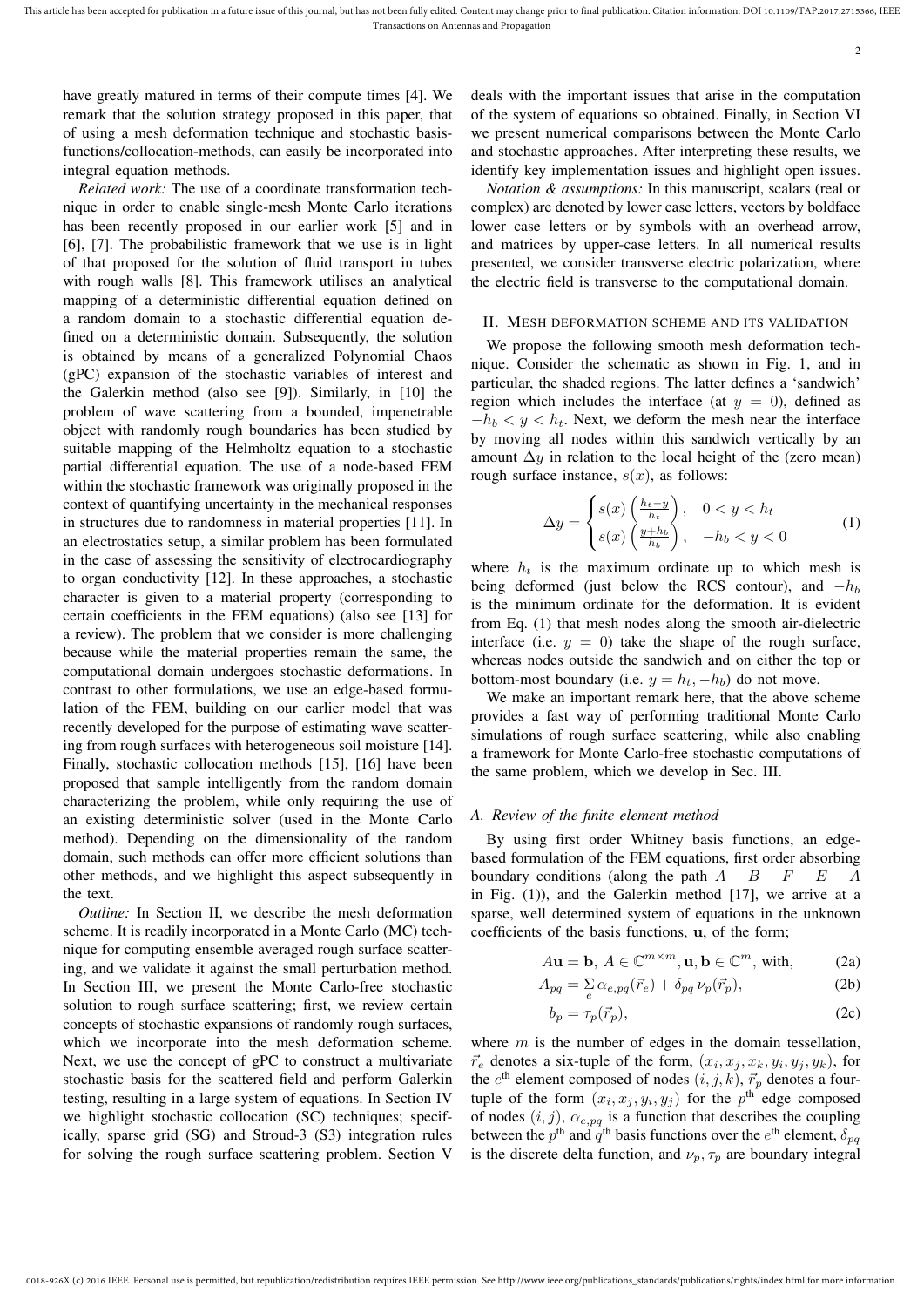have greatly matured in terms of their compute times [4]. We remark that the solution strategy proposed in this paper, that of using a mesh deformation technique and stochastic basis-functions/collocation-methods, can easily be incorporated into integral equation methods.

*Related work:* The use of a coordinate transformation technique in order to enable single-mesh Monte Carlo iterations has been recently proposed in our earlier work [5] and in [6], [7]. The probabilistic framework that we use is in light of that proposed for the solution of fluid transport in tubes with rough walls [8]. This framework utilises an analytical mapping of a deterministic differential equation defined on a random domain to a stochastic differential equation defined on a deterministic domain. Subsequently, the solution is obtained by means of a generalized Polynomial Chaos (gPC) expansion of the stochastic variables of interest and the Galerkin method (also see [9]). Similarly, in [10] the problem of wave scattering from a bounded, impenetrable object with randomly rough boundaries has been studied by suitable mapping of the Helmholtz equation to a stochastic partial differential equation. The use of a node-based FEM within the stochastic framework was originally proposed in the context of quantifying uncertainty in the mechanical responses in structures due to randomness in material properties [11]. In an electrostatics setup, a similar problem has been formulated in the case of assessing the sensitivity of electrocardiography to organ conductivity [12]. In these approaches, a stochastic character is given to a material property (corresponding to certain coefficients in the FEM equations) (also see [13] for a review). The problem that we consider is more challenging because while the material properties remain the same, the computational domain undergoes stochastic deformations. In contrast to other formulations, we use an edge-based formulation of the FEM, building on our earlier model that was recently developed for the purpose of estimating wave scattering from rough surfaces with heterogeneous soil moisture [14]. Finally, stochastic collocation methods [15], [16] have been proposed that sample intelligently from the random domain characterizing the problem, while only requiring the use of an existing deterministic solver (used in the Monte Carlo method). Depending on the dimensionality of the random domain, such methods can offer more efficient solutions than other methods, and we highlight this aspect subsequently in the text.

*Outline:* In Section II, we describe the mesh deformation scheme. It is readily incorporated in a Monte Carlo (MC) technique for computing ensemble averaged rough surface scattering, and we validate it against the small perturbation method. In Section III, we present the Monte Carlo-free stochastic solution to rough surface scattering; first, we review certain concepts of stochastic expansions of randomly rough surfaces, which we incorporate into the mesh deformation scheme. Next, we use the concept of gPC to construct a multivariate stochastic basis for the scattered field and perform Galerkin testing, resulting in a large system of equations. In Section IV we highlight stochastic collocation (SC) techniques; specifically, sparse grid (SG) and Stroud-3 (S3) integration rules for solving the rough surface scattering problem. Section V deals with the important issues that arise in the computation of the system of equations so obtained. Finally, in Section VI we present numerical comparisons between the Monte Carlo and stochastic approaches. After interpreting these results, we identify key implementation issues and highlight open issues.

*Notation & assumptions:* In this manuscript, scalars (real or complex) are denoted by lower case letters, vectors by boldface lower case letters or by symbols with an overhead arrow, and matrices by upper-case letters. In all numerical results presented, we consider transverse electric polarization, where the electric field is transverse to the computational domain.

## II. Mesh deformation scheme and its validation

We propose the following smooth mesh deformation technique. Consider the schematic as shown in Fig. 1, and in particular, the shaded regions. The latter defines a 'sandwich' region which includes the interface (at $y = 0$), defined as $-h_b < y < h_t$. Next, we deform the mesh near the interface by moving all nodes within this sandwich vertically by an amount $\Delta y$ in relation to the local height of the (zero mean) rough surface instance, $s(x)$, as follows:

$$\Delta y = \begin{cases} s(x)\left(\frac{h_t - y}{h_t}\right), & 0 < y < h_t \\ s(x)\left(\frac{y + h_b}{h_b}\right), & -h_b < y < 0 \end{cases} \tag{1}$$

where $h_t$ is the maximum ordinate up to which mesh is being deformed (just below the RCS contour), and $-h_b$ is the minimum ordinate for the deformation. It is evident from Eq. (1) that mesh nodes along the smooth air-dielectric interface (i.e. $y = 0$) take the shape of the rough surface, whereas nodes outside the sandwich and on either the top or bottom-most boundary (i.e. $y = h_t, -h_b$) do not move.

We make an important remark here, that the above scheme provides a fast way of performing traditional Monte Carlo simulations of rough surface scattering, while also enabling a framework for Monte Carlo-free stochastic computations of the same problem, which we develop in Sec. III.

### A. Review of the finite element method

By using first order Whitney basis functions, an edge-based formulation of the FEM equations, first order absorbing boundary conditions (along the path $A - B - F - E - A$ in Fig. (1)), and the Galerkin method [17], we arrive at a sparse, well determined system of equations in the unknown coefficients of the basis functions, $\mathbf{u}$, of the form;

$$A\mathbf{u} = \mathbf{b},\ A \in \mathbb{C}^{m \times m}, \mathbf{u}, \mathbf{b} \in \mathbb{C}^{m}, \text{ with,} \tag{2a}$$

$$A_{pq} = \sum_{e} \alpha_{e,pq}(\vec{r}_e) + \delta_{pq}\, \nu_p(\vec{r}_p), \tag{2b}$$

$$b_p = \tau_p(\vec{r}_p), \tag{2c}$$

where $m$ is the number of edges in the domain tessellation, $\vec{r}_e$ denotes a six-tuple of the form, $(x_i, x_j, x_k, y_i, y_j, y_k)$, for the $e^{\text{th}}$ element composed of nodes $(i, j, k)$, $\vec{r}_p$ denotes a four-tuple of the form $(x_i, x_j, y_i, y_j)$ for the $p^{\text{th}}$ edge composed of nodes $(i, j)$, $\alpha_{e,pq}$ is a function that describes the coupling between the $p^{\text{th}}$ and $q^{\text{th}}$ basis functions over the $e^{\text{th}}$ element, $\delta_{pq}$ is the discrete delta function, and $\nu_p, \tau_p$ are boundary integral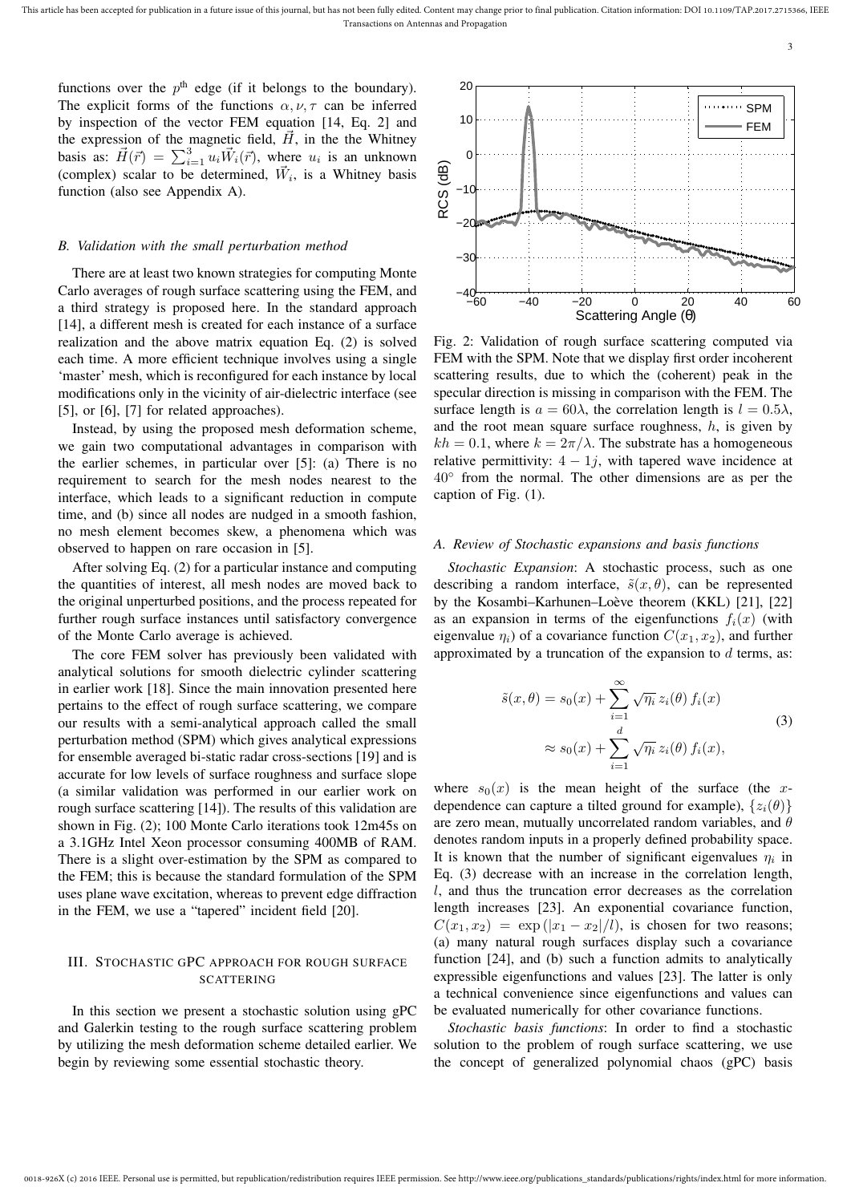functions over the $p^{\text{th}}$ edge (if it belongs to the boundary). The explicit forms of the functions $\alpha, \nu, \tau$ can be inferred by inspection of the vector FEM equation [14, Eq. 2] and the expression of the magnetic field, $\vec{H}$, in the the Whitney basis as: $\vec{H}(\vec{r}) = \sum_{i=1}^{3} u_i \vec{W}_i(\vec{r})$, where $u_i$ is an unknown (complex) scalar to be determined, $\vec{W}_i$, is a Whitney basis function (also see Appendix A).

### B. Validation with the small perturbation method

There are at least two known strategies for computing Monte Carlo averages of rough surface scattering using the FEM, and a third strategy is proposed here. In the standard approach [14], a different mesh is created for each instance of a surface realization and the above matrix equation Eq. (2) is solved each time. A more efficient technique involves using a single 'master' mesh, which is reconfigured for each instance by local modifications only in the vicinity of air-dielectric interface (see [5], or [6], [7] for related approaches).

Instead, by using the proposed mesh deformation scheme, we gain two computational advantages in comparison with the earlier schemes, in particular over [5]: (a) There is no requirement to search for the mesh nodes nearest to the interface, which leads to a significant reduction in compute time, and (b) since all nodes are nudged in a smooth fashion, no mesh element becomes skew, a phenomena which was observed to happen on rare occasion in [5].

After solving Eq. (2) for a particular instance and computing the quantities of interest, all mesh nodes are moved back to the original unperturbed positions, and the process repeated for further rough surface instances until satisfactory convergence of the Monte Carlo average is achieved.

The core FEM solver has previously been validated with analytical solutions for smooth dielectric cylinder scattering in earlier work [18]. Since the main innovation presented here pertains to the effect of rough surface scattering, we compare our results with a semi-analytical approach called the small perturbation method (SPM) which gives analytical expressions for ensemble averaged bi-static radar cross-sections [19] and is accurate for low levels of surface roughness and surface slope (a similar validation was performed in our earlier work on rough surface scattering [14]). The results of this validation are shown in Fig. (2); 100 Monte Carlo iterations took 12m45s on a 3.1GHz Intel Xeon processor consuming 400MB of RAM. There is a slight over-estimation by the SPM as compared to the FEM; this is because the standard formulation of the SPM uses plane wave excitation, whereas to prevent edge diffraction in the FEM, we use a "tapered" incident field [20].

## III. Stochastic gPC approach for rough surface scattering

In this section we present a stochastic solution using gPC and Galerkin testing to the rough surface scattering problem by utilizing the mesh deformation scheme detailed earlier. We begin by reviewing some essential stochastic theory.

Fig. 2: Validation of rough surface scattering computed via FEM with the SPM. Note that we display first order incoherent scattering results, due to which the (coherent) peak in the specular direction is missing in comparison with the FEM. The surface length is $a = 60\lambda$, the correlation length is $l = 0.5\lambda$, and the root mean square surface roughness, $h$, is given by $kh = 0.1$, where $k = 2\pi/\lambda$. The substrate has a homogeneous relative permittivity: $4 - 1j$, with tapered wave incidence at $40^\circ$ from the normal. The other dimensions are as per the caption of Fig. (1).

### A. Review of Stochastic expansions and basis functions

*Stochastic Expansion*: A stochastic process, such as one describing a random interface, $\tilde{s}(x, \theta)$, can be represented by the Kosambi–Karhunen–Loève theorem (KKL) [21], [22] as an expansion in terms of the eigenfunctions $f_i(x)$ (with eigenvalue $\eta_i$) of a covariance function $C(x_1, x_2)$, and further approximated by a truncation of the expansion to $d$ terms, as:

$$
\begin{aligned}
\tilde{s}(x, \theta) &= s_0(x) + \sum_{i=1}^{\infty} \sqrt{\eta_i}\, z_i(\theta)\, f_i(x) \\
&\approx s_0(x) + \sum_{i=1}^{d} \sqrt{\eta_i}\, z_i(\theta)\, f_i(x),
\end{aligned}
\tag{3}
$$

where $s_0(x)$ is the mean height of the surface (the $x$-dependence can capture a tilted ground for example), $\{z_i(\theta)\}$ are zero mean, mutually uncorrelated random variables, and $\theta$ denotes random inputs in a properly defined probability space. It is known that the number of significant eigenvalues $\eta_i$ in Eq. (3) decrease with an increase in the correlation length, $l$, and thus the truncation error decreases as the correlation length increases [23]. An exponential covariance function, $C(x_1, x_2) = \exp(|x_1 - x_2|/l)$, is chosen for two reasons; (a) many natural rough surfaces display such a covariance function [24], and (b) such a function admits to analytically expressible eigenfunctions and values [23]. The latter is only a technical convenience since eigenfunctions and values can be evaluated numerically for other covariance functions.

*Stochastic basis functions*: In order to find a stochastic solution to the problem of rough surface scattering, we use the concept of generalized polynomial chaos (gPC) basis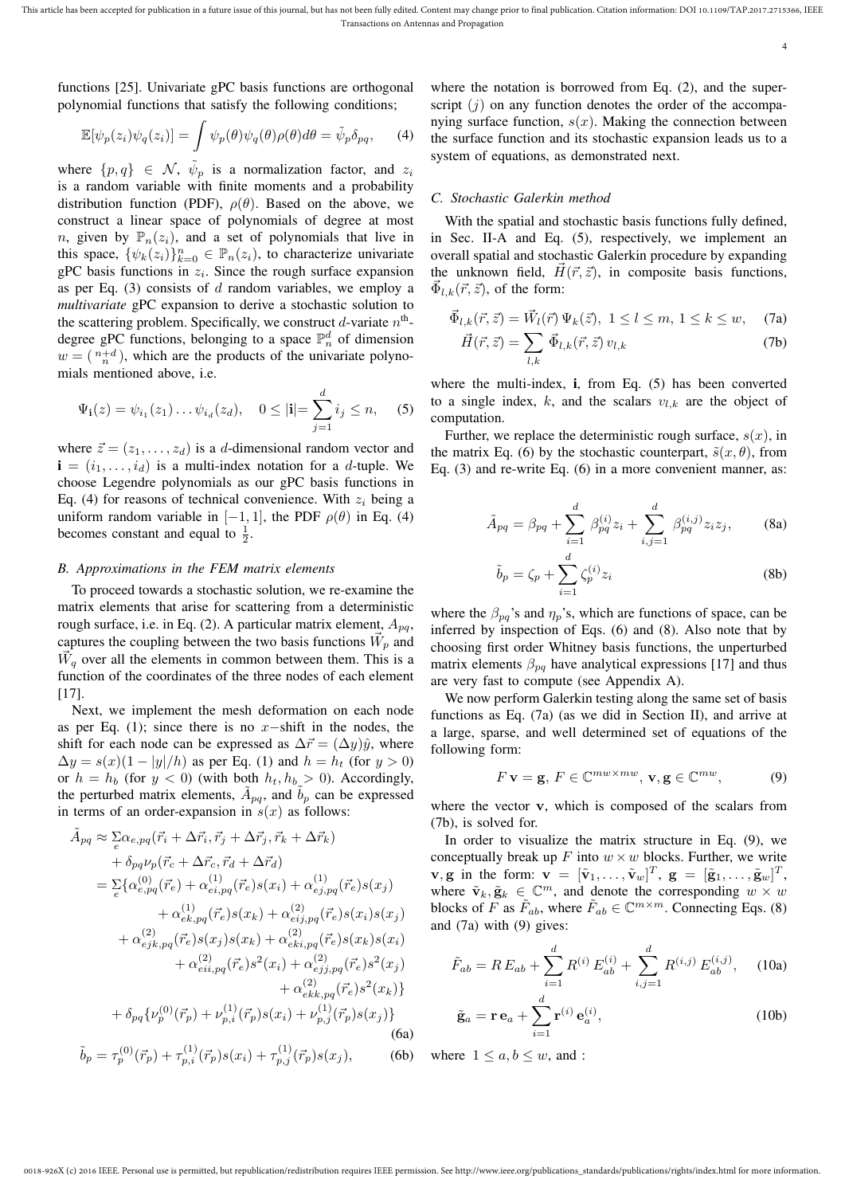functions [25]. Univariate gPC basis functions are orthogonal polynomial functions that satisfy the following conditions;

$$\mathbb{E}[\psi_p(z_i)\psi_q(z_i)] = \int \psi_p(\theta)\psi_q(\theta)\rho(\theta)d\theta = \tilde{\psi}_p\delta_{pq}, \quad (4)$$

where $\{p, q\} \in \mathcal{N}$, $\tilde{\psi}_p$ is a normalization factor, and $z_i$ is a random variable with finite moments and a probability distribution function (PDF), $\rho(\theta)$. Based on the above, we construct a linear space of polynomials of degree at most $n$, given by $\mathbb{P}_n(z_i)$, and a set of polynomials that live in this space, $\{\psi_k(z_i)\}_{k=0}^n \in \mathbb{P}_n(z_i)$, to characterize univariate gPC basis functions in $z_i$. Since the rough surface expansion as per Eq. (3) consists of $d$ random variables, we employ a *multivariate* gPC expansion to derive a stochastic solution to the scattering problem. Specifically, we construct $d$-variate $n^{\text{th}}$-degree gPC functions, belonging to a space $\mathbb{P}_n^d$ of dimension $w = \binom{n+d}{n}$, which are the products of the univariate polynomials mentioned above, i.e.

$$\Psi_{\mathbf{i}}(z) = \psi_{i_1}(z_1)\ldots\psi_{i_d}(z_d), \quad 0 \le |\mathbf{i}| = \sum_{j=1}^{d} i_j \le n, \quad (5)$$

where $\vec{z} = (z_1, \ldots, z_d)$ is a $d$-dimensional random vector and $\mathbf{i} = (i_1, \ldots, i_d)$ is a multi-index notation for a $d$-tuple. We choose Legendre polynomials as our gPC basis functions in Eq. (4) for reasons of technical convenience. With $z_i$ being a uniform random variable in $[-1, 1]$, the PDF $\rho(\theta)$ in Eq. (4) becomes constant and equal to $\frac{1}{2}$.

### B. Approximations in the FEM matrix elements

To proceed towards a stochastic solution, we re-examine the matrix elements that arise for scattering from a deterministic rough surface, i.e. in Eq. (2). A particular matrix element, $A_{pq}$, captures the coupling between the two basis functions $\vec{W}_p$ and $\vec{W}_q$ over all the elements in common between them. This is a function of the coordinates of the three nodes of each element [17].

Next, we implement the mesh deformation on each node as per Eq. (1); since there is no $x-$shift in the nodes, the shift for each node can be expressed as $\Delta\vec{r} = (\Delta y)\hat{y}$, where $\Delta y = s(x)(1 - |y|/h)$ as per Eq. (1) and $h = h_t$ (for $y > 0$) or $h = h_b$ (for $y < 0$) (with both $h_t, h_b > 0$). Accordingly, the perturbed matrix elements, $\tilde{A}_{pq}$, and $\tilde{b}_p$ can be expressed in terms of an order-expansion in $s(x)$ as follows:

$$\begin{aligned}
\tilde{A}_{pq} &\approx \textstyle\sum_e \alpha_{e,pq}(\vec{r}_i + \Delta\vec{r}_i, \vec{r}_j + \Delta\vec{r}_j, \vec{r}_k + \Delta\vec{r}_k) \\
&\quad + \delta_{pq}\nu_p(\vec{r}_c + \Delta\vec{r}_c, \vec{r}_d + \Delta\vec{r}_d) \\
&= \textstyle\sum_e\{\alpha^{(0)}_{e,pq}(\vec{r}_e) + \alpha^{(1)}_{ei,pq}(\vec{r}_e)s(x_i) + \alpha^{(1)}_{ej,pq}(\vec{r}_e)s(x_j) \\
&\quad + \alpha^{(1)}_{ek,pq}(\vec{r}_e)s(x_k) + \alpha^{(2)}_{eij,pq}(\vec{r}_e)s(x_i)s(x_j) \\
&\quad + \alpha^{(2)}_{ejk,pq}(\vec{r}_e)s(x_j)s(x_k) + \alpha^{(2)}_{eki,pq}(\vec{r}_e)s(x_k)s(x_i) \\
&\quad + \alpha^{(2)}_{eii,pq}(\vec{r}_e)s^2(x_i) + \alpha^{(2)}_{ejj,pq}(\vec{r}_e)s^2(x_j) \\
&\quad + \alpha^{(2)}_{ekk,pq}(\vec{r}_e)s^2(x_k)\} \\
&\quad + \delta_{pq}\{\nu^{(0)}_p(\vec{r}_p) + \nu^{(1)}_{p,i}(\vec{r}_p)s(x_i) + \nu^{(1)}_{p,j}(\vec{r}_p)s(x_j)\}
\end{aligned} \quad (6a)$$

$$\tilde{b}_p = \tau^{(0)}_p(\vec{r}_p) + \tau^{(1)}_{p,i}(\vec{r}_p)s(x_i) + \tau^{(1)}_{p,j}(\vec{r}_p)s(x_j), \quad (6b)$$

where the notation is borrowed from Eq. (2), and the superscript $(j)$ on any function denotes the order of the accompanying surface function, $s(x)$. Making the connection between the surface function and its stochastic expansion leads us to a system of equations, as demonstrated next.

### C. Stochastic Galerkin method

With the spatial and stochastic basis functions fully defined, in Sec. II-A and Eq. (5), respectively, we implement an overall spatial and stochastic Galerkin procedure by expanding the unknown field, $\vec{H}(\vec{r}, \vec{z})$, in composite basis functions, $\vec{\Phi}_{l,k}(\vec{r}, \vec{z})$, of the form:

$$\vec{\Phi}_{l,k}(\vec{r}, \vec{z}) = \vec{W}_l(\vec{r})\,\Psi_k(\vec{z}),\ 1 \le l \le m,\ 1 \le k \le w, \quad (7a)$$

$$\vec{H}(\vec{r}, \vec{z}) = \sum_{l,k} \vec{\Phi}_{l,k}(\vec{r}, \vec{z})\, v_{l,k} \quad (7b)$$

where the multi-index, $\mathbf{i}$, from Eq. (5) has been converted to a single index, $k$, and the scalars $v_{l,k}$ are the object of computation.

Further, we replace the deterministic rough surface, $s(x)$, in the matrix Eq. (6) by the stochastic counterpart, $\tilde{s}(x, \theta)$, from Eq. (3) and re-write Eq. (6) in a more convenient manner, as:

$$\tilde{A}_{pq} = \beta_{pq} + \sum_{i=1}^{d} \beta^{(i)}_{pq} z_i + \sum_{i,j=1}^{d} \beta^{(i,j)}_{pq} z_i z_j, \quad (8a)$$

$$\tilde{b}_p = \zeta_p + \sum_{i=1}^{d} \zeta^{(i)}_p z_i \quad (8b)$$

where the $\beta_{pq}$'s and $\eta_p$'s, which are functions of space, can be inferred by inspection of Eqs. (6) and (8). Also note that by choosing first order Whitney basis functions, the unperturbed matrix elements $\beta_{pq}$ have analytical expressions [17] and thus are very fast to compute (see Appendix A).

We now perform Galerkin testing using the same set of basis functions as Eq. (7a) (as we did in Section II), and arrive at a large, sparse, and well determined set of equations of the following form:

$$F\,\mathbf{v} = \mathbf{g},\ F \in \mathbb{C}^{mw\times mw},\ \mathbf{v}, \mathbf{g} \in \mathbb{C}^{mw}, \quad (9)$$

where the vector $\mathbf{v}$, is composed of the scalars from (7b), is solved for.

In order to visualize the matrix structure in Eq. (9), we conceptually break up $F$ into $w \times w$ blocks. Further, we write $\mathbf{v}, \mathbf{g}$ in the form: $\mathbf{v} = [\tilde{\mathbf{v}}_1, \ldots, \tilde{\mathbf{v}}_w]^T$, $\mathbf{g} = [\tilde{\mathbf{g}}_1, \ldots, \tilde{\mathbf{g}}_w]^T$, where $\tilde{\mathbf{v}}_k, \tilde{\mathbf{g}}_k \in \mathbb{C}^m$, and denote the corresponding $w \times w$ blocks of $F$ as $\tilde{F}_{ab}$, where $\tilde{F}_{ab} \in \mathbb{C}^{m\times m}$. Connecting Eqs. (8) and (7a) with (9) gives:

$$\tilde{F}_{ab} = R\,E_{ab} + \sum_{i=1}^{d} R^{(i)}\,E^{(i)}_{ab} + \sum_{i,j=1}^{d} R^{(i,j)}\,E^{(i,j)}_{ab}, \quad (10a)$$

$$\tilde{\mathbf{g}}_a = \mathbf{r}\,\mathbf{e}_a + \sum_{i=1}^{d} \mathbf{r}^{(i)}\,\mathbf{e}^{(i)}_a, \quad (10b)$$

where $1 \le a, b \le w$, and :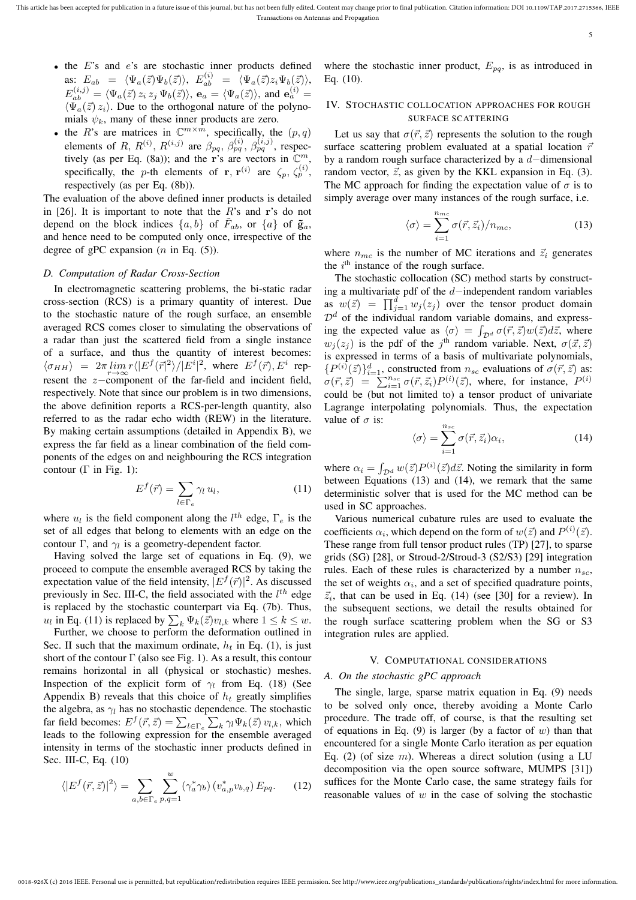- the $E$'s and $e$'s are stochastic inner products defined as: $E_{ab} = \langle \Psi_a(\vec{z}) \Psi_b(\vec{z}) \rangle$, $E_{ab}^{(i)} = \langle \Psi_a(\vec{z}) z_i \Psi_b(\vec{z}) \rangle$, $E_{ab}^{(i,j)} = \langle \Psi_a(\vec{z})\, z_i\, z_j\, \Psi_b(\vec{z}) \rangle$, $\mathbf{e}_a = \langle \Psi_a(\vec{z}) \rangle$, and $\mathbf{e}_a^{(i)} = \langle \Psi_a(\vec{z})\, z_i \rangle$. Due to the orthogonal nature of the polynomials $\psi_k$, many of these inner products are zero.
- the $R$'s are matrices in $\mathbb{C}^{m \times m}$, specifically, the $(p, q)$ elements of $R$, $R^{(i)}$, $R^{(i,j)}$ are $\beta_{pq}$, $\beta_{pq}^{(i)}$, $\beta_{pq}^{(i,j)}$, respectively (as per Eq. (8a)); and the $\mathbf{r}$'s are vectors in $\mathbb{C}^m$, specifically, the $p$-th elements of $\mathbf{r}$, $\mathbf{r}^{(i)}$ are $\zeta_p$, $\zeta_p^{(i)}$, respectively (as per Eq. (8b)).

The evaluation of the above defined inner products is detailed in [26]. It is important to note that the $R$'s and $\mathbf{r}$'s do not depend on the block indices $\{a, b\}$ of $\tilde{F}_{ab}$, or $\{a\}$ of $\tilde{\mathbf{g}}_a$, and hence need to be computed only once, irrespective of the degree of gPC expansion ($n$ in Eq. (5)).

### D. Computation of Radar Cross-Section

In electromagnetic scattering problems, the bi-static radar cross-section (RCS) is a primary quantity of interest. Due to the stochastic nature of the rough surface, an ensemble averaged RCS comes closer to simulating the observations of a radar than just the scattered field from a single instance of a surface, and thus the quantity of interest becomes: $\langle \sigma_{HH} \rangle = 2\pi \lim_{r \to \infty} r \langle |E^f(\vec{r}|^2 \rangle / |E^i|^2$, where $E^f(\vec{r}), E^i$ represent the $z-$component of the far-field and incident field, respectively. Note that since our problem is in two dimensions, the above definition reports a RCS-per-length quantity, also referred to as the radar echo width (REW) in the literature. By making certain assumptions (detailed in Appendix B), we express the far field as a linear combination of the field components of the edges on and neighbouring the RCS integration contour ($\Gamma$ in Fig. 1):

$$E^f(\vec{r}) = \sum_{l \in \Gamma_e} \gamma_l\, u_l, \tag{11}$$

where $u_l$ is the field component along the $l^{th}$ edge, $\Gamma_e$ is the set of all edges that belong to elements with an edge on the contour $\Gamma$, and $\gamma_l$ is a geometry-dependent factor.

Having solved the large set of equations in Eq. (9), we proceed to compute the ensemble averaged RCS by taking the expectation value of the field intensity, $|E^f(\vec{r})|^2$. As discussed previously in Sec. III-C, the field associated with the $l^{th}$ edge is replaced by the stochastic counterpart via Eq. (7b). Thus, $u_l$ in Eq. (11) is replaced by $\sum_k \Psi_k(\vec{z}) v_{l,k}$ where $1 \leq k \leq w$.

Further, we choose to perform the deformation outlined in Sec. II such that the maximum ordinate, $h_t$ in Eq. (1), is just short of the contour $\Gamma$ (also see Fig. 1). As a result, this contour remains horizontal in all (physical or stochastic) meshes. Inspection of the explicit form of $\gamma_l$ from Eq. (18) (See Appendix B) reveals that this choice of $h_t$ greatly simplifies the algebra, as $\gamma_l$ has no stochastic dependence. The stochastic far field becomes: $E^f(\vec{r}, \vec{z}) = \sum_{l \in \Gamma_e} \sum_k \gamma_l \Psi_k(\vec{z})\, v_{l,k}$, which leads to the following expression for the ensemble averaged intensity in terms of the stochastic inner products defined in Sec. III-C, Eq. (10)

$$\langle |E^f(\vec{r}, \vec{z})|^2 \rangle = \sum_{a,b \in \Gamma_e} \sum_{p,q=1}^{w} (\gamma_a^* \gamma_b)\, (v_{a,p}^* v_{b,q})\, E_{pq}. \tag{12}$$

where the stochastic inner product, $E_{pq}$, is as introduced in Eq. (10).

## IV. Stochastic collocation approaches for rough surface scattering

Let us say that $\sigma(\vec{r}, \vec{z})$ represents the solution to the rough surface scattering problem evaluated at a spatial location $\vec{r}$ by a random rough surface characterized by a $d-$dimensional random vector, $\vec{z}$, as given by the KKL expansion in Eq. (3). The MC approach for finding the expectation value of $\sigma$ is to simply average over many instances of the rough surface, i.e.

$$\langle \sigma \rangle = \sum_{i=1}^{n_{mc}} \sigma(\vec{r}, \vec{z}_i)/n_{mc}, \tag{13}$$

where $n_{mc}$ is the number of MC iterations and $\vec{z}_i$ generates the $i^{\text{th}}$ instance of the rough surface.

The stochastic collocation (SC) method starts by constructing a multivariate pdf of the $d-$independent random variables as $w(\vec{z}) = \prod_{j=1}^{d} w_j(z_j)$ over the tensor product domain $\mathcal{D}^d$ of the individual random variable domains, and expressing the expected value as $\langle \sigma \rangle = \int_{\mathcal{D}^d} \sigma(\vec{r}, \vec{z}) w(\vec{z}) d\vec{z}$, where $w_j(z_j)$ is the pdf of the $j^{\text{th}}$ random variable. Next, $\sigma(\vec{x}, \vec{z})$ is expressed in terms of a basis of multivariate polynomials, $\{P^{(i)}(\vec{z})\}_{i=1}^{d}$, constructed from $n_{sc}$ evaluations of $\sigma(\vec{r}, \vec{z})$ as: $\sigma(\vec{r}, \vec{z}) = \sum_{i=1}^{n_{sc}} \sigma(\vec{r}, \vec{z}_i) P^{(i)}(\vec{z})$, where, for instance, $P^{(i)}$ could be (but not limited to) a tensor product of univariate Lagrange interpolating polynomials. Thus, the expectation value of $\sigma$ is:

$$\langle \sigma \rangle = \sum_{i=1}^{n_{sc}} \sigma(\vec{r}, \vec{z}_i) \alpha_i, \tag{14}$$

where $\alpha_i = \int_{\mathcal{D}^d} w(\vec{z}) P^{(i)}(\vec{z}) d\vec{z}$. Noting the similarity in form between Equations (13) and (14), we remark that the same deterministic solver that is used for the MC method can be used in SC approaches.

Various numerical cubature rules are used to evaluate the coefficients $\alpha_i$, which depend on the form of $w(\vec{z})$ and $P^{(i)}(\vec{z})$. These range from full tensor product rules (TP) [27], to sparse grids (SG) [28], or Stroud-2/Stroud-3 (S2/S3) [29] integration rules. Each of these rules is characterized by a number $n_{sc}$, the set of weights $\alpha_i$, and a set of specified quadrature points, $\vec{z}_i$, that can be used in Eq. (14) (see [30] for a review). In the subsequent sections, we detail the results obtained for the rough surface scattering problem when the SG or S3 integration rules are applied.

## V. Computational considerations

### A. On the stochastic gPC approach

The single, large, sparse matrix equation in Eq. (9) needs to be solved only once, thereby avoiding a Monte Carlo procedure. The trade off, of course, is that the resulting set of equations in Eq. (9) is larger (by a factor of $w$) than that encountered for a single Monte Carlo iteration as per equation Eq. (2) (of size $m$). Whereas a direct solution (using a LU decomposition via the open source software, MUMPS [31]) suffices for the Monte Carlo case, the same strategy fails for reasonable values of $w$ in the case of solving the stochastic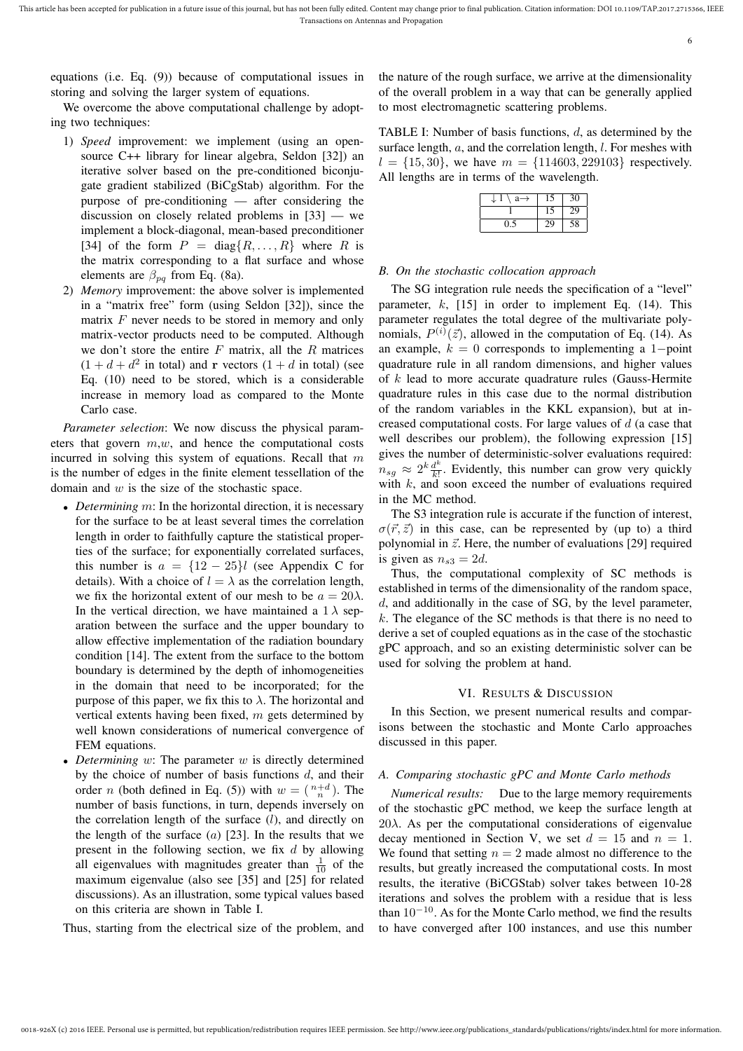equations (i.e. Eq. (9)) because of computational issues in storing and solving the larger system of equations.

We overcome the above computational challenge by adopting two techniques:

1. *Speed* improvement: we implement (using an open-source C++ library for linear algebra, Seldon [32]) an iterative solver based on the pre-conditioned biconjugate gradient stabilized (BiCgStab) algorithm. For the purpose of pre-conditioning — after considering the discussion on closely related problems in [33] — we implement a block-diagonal, mean-based preconditioner [34] of the form $P = \text{diag}\{R, \ldots, R\}$ where $R$ is the matrix corresponding to a flat surface and whose elements are $\beta_{pq}$ from Eq. (8a).
2. *Memory* improvement: the above solver is implemented in a "matrix free" form (using Seldon [32]), since the matrix $F$ never needs to be stored in memory and only matrix-vector products need to be computed. Although we don't store the entire $F$ matrix, all the $R$ matrices ($1 + d + d^2$ in total) and $\mathbf{r}$ vectors ($1 + d$ in total) (see Eq. (10) need to be stored, which is a considerable increase in memory load as compared to the Monte Carlo case.

*Parameter selection*: We now discuss the physical parameters that govern $m$,$w$, and hence the computational costs incurred in solving this system of equations. Recall that $m$ is the number of edges in the finite element tessellation of the domain and $w$ is the size of the stochastic space.

- *Determining* $m$: In the horizontal direction, it is necessary for the surface to be at least several times the correlation length in order to faithfully capture the statistical properties of the surface; for exponentially correlated surfaces, this number is $a = \{12 - 25\}l$ (see Appendix C for details). With a choice of $l = \lambda$ as the correlation length, we fix the horizontal extent of our mesh to be $a = 20\lambda$. In the vertical direction, we have maintained a $1\,\lambda$ separation between the surface and the upper boundary to allow effective implementation of the radiation boundary condition [14]. The extent from the surface to the bottom boundary is determined by the depth of inhomogeneities in the domain that need to be incorporated; for the purpose of this paper, we fix this to $\lambda$. The horizontal and vertical extents having been fixed, $m$ gets determined by well known considerations of numerical convergence of FEM equations.
- *Determining* $w$: The parameter $w$ is directly determined by the choice of number of basis functions $d$, and their order $n$ (both defined in Eq. (5)) with $w = \binom{n+d}{n}$. The number of basis functions, in turn, depends inversely on the correlation length of the surface ($l$), and directly on the length of the surface ($a$) [23]. In the results that we present in the following section, we fix $d$ by allowing all eigenvalues with magnitudes greater than $\frac{1}{10}$ of the maximum eigenvalue (also see [35] and [25] for related discussions). As an illustration, some typical values based on this criteria are shown in Table I.

Thus, starting from the electrical size of the problem, and the nature of the rough surface, we arrive at the dimensionality of the overall problem in a way that can be generally applied to most electromagnetic scattering problems.

TABLE I: Number of basis functions, $d$, as determined by the surface length, $a$, and the correlation length, $l$. For meshes with $l = \{15, 30\}$, we have $m = \{114603, 229103\}$ respectively. All lengths are in terms of the wavelength.

| $\downarrow$ l \ a$\rightarrow$ | 15 | 30 |
|---|---|---|
| 1 | 15 | 29 |
| 0.5 | 29 | 58 |

### B. On the stochastic collocation approach

The SG integration rule needs the specification of a "level" parameter, $k$, [15] in order to implement Eq. (14). This parameter regulates the total degree of the multivariate polynomials, $P^{(i)}(\vec{z})$, allowed in the computation of Eq. (14). As an example, $k = 0$ corresponds to implementing a $1-$point quadrature rule in all random dimensions, and higher values of $k$ lead to more accurate quadrature rules (Gauss-Hermite quadrature rules in this case due to the normal distribution of the random variables in the KKL expansion), but at increased computational costs. For large values of $d$ (a case that well describes our problem), the following expression [15] gives the number of deterministic-solver evaluations required: $n_{sg} \approx 2^k \frac{d^k}{k!}$. Evidently, this number can grow very quickly with $k$, and soon exceed the number of evaluations required in the MC method.

The S3 integration rule is accurate if the function of interest, $\sigma(\vec{r}, \vec{z})$ in this case, can be represented by (up to) a third polynomial in $\vec{z}$. Here, the number of evaluations [29] required is given as $n_{s3} = 2d$.

Thus, the computational complexity of SC methods is established in terms of the dimensionality of the random space, $d$, and additionally in the case of SG, by the level parameter, $k$. The elegance of the SC methods is that there is no need to derive a set of coupled equations as in the case of the stochastic gPC approach, and so an existing deterministic solver can be used for solving the problem at hand.

## VI. Results & Discussion

In this Section, we present numerical results and comparisons between the stochastic and Monte Carlo approaches discussed in this paper.

### A. Comparing stochastic gPC and Monte Carlo methods

*Numerical results:* Due to the large memory requirements of the stochastic gPC method, we keep the surface length at $20\lambda$. As per the computational considerations of eigenvalue decay mentioned in Section V, we set $d = 15$ and $n = 1$. We found that setting $n = 2$ made almost no difference to the results, but greatly increased the computational costs. In most results, the iterative (BiCGStab) solver takes between 10-28 iterations and solves the problem with a residue that is less than $10^{-10}$. As for the Monte Carlo method, we find the results to have converged after 100 instances, and use this number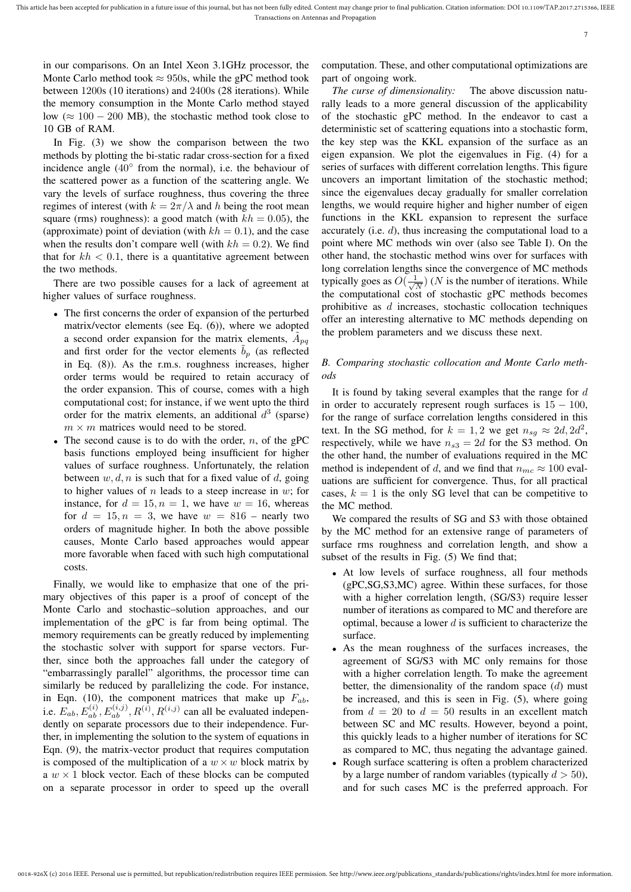in our comparisons. On an Intel Xeon 3.1GHz processor, the Monte Carlo method took $\approx 950$s, while the gPC method took between $1200$s (10 iterations) and $2400$s (28 iterations). While the memory consumption in the Monte Carlo method stayed low ($\approx 100-200$ MB), the stochastic method took close to 10 GB of RAM.

In Fig. (3) we show the comparison between the two methods by plotting the bi-static radar cross-section for a fixed incidence angle ($40^\circ$ from the normal), i.e. the behaviour of the scattered power as a function of the scattering angle. We vary the levels of surface roughness, thus covering the three regimes of interest (with $k = 2\pi/\lambda$ and $h$ being the root mean square (rms) roughness): a good match (with $kh = 0.05$), the (approximate) point of deviation (with $kh = 0.1$), and the case when the results don't compare well (with $kh = 0.2$). We find that for $kh < 0.1$, there is a quantitative agreement between the two methods.

There are two possible causes for a lack of agreement at higher values of surface roughness.

- The first concerns the order of expansion of the perturbed matrix/vector elements (see Eq. (6)), where we adopted a second order expansion for the matrix elements, $\tilde{A}_{pq}$ and first order for the vector elements $\tilde{b}_p$ (as reflected in Eq. (8)). As the r.m.s. roughness increases, higher order terms would be required to retain accuracy of the order expansion. This of course, comes with a high computational cost; for instance, if we went upto the third order for the matrix elements, an additional $d^3$ (sparse) $m \times m$ matrices would need to be stored.
- The second cause is to do with the order, $n$, of the gPC basis functions employed being insufficient for higher values of surface roughness. Unfortunately, the relation between $w, d, n$ is such that for a fixed value of $d$, going to higher values of $n$ leads to a steep increase in $w$; for instance, for $d = 15, n = 1$, we have $w = 16$, whereas for $d = 15, n = 3$, we have $w = 816$ – nearly two orders of magnitude higher. In both the above possible causes, Monte Carlo based approaches would appear more favorable when faced with such high computational costs.

Finally, we would like to emphasize that one of the primary objectives of this paper is a proof of concept of the Monte Carlo and stochastic–solution approaches, and our implementation of the gPC is far from being optimal. The memory requirements can be greatly reduced by implementing the stochastic solver with support for sparse vectors. Further, since both the approaches fall under the category of "embarrassingly parallel" algorithms, the processor time can similarly be reduced by parallelizing the code. For instance, in Eqn. (10), the component matrices that make up $F_{ab}$, i.e. $E_{ab}, E_{ab}^{(i)}, E_{ab}^{(i,j)}, R^{(i)}, R^{(i,j)}$ can all be evaluated independently on separate processors due to their independence. Further, in implementing the solution to the system of equations in Eqn. (9), the matrix-vector product that requires computation is composed of the multiplication of a $w \times w$ block matrix by a $w \times 1$ block vector. Each of these blocks can be computed on a separate processor in order to speed up the overall computation. These, and other computational optimizations are part of ongoing work.

*The curse of dimensionality:* The above discussion naturally leads to a more general discussion of the applicability of the stochastic gPC method. In the endeavor to cast a deterministic set of scattering equations into a stochastic form, the key step was the KKL expansion of the surface as an eigen expansion. We plot the eigenvalues in Fig. (4) for a series of surfaces with different correlation lengths. This figure uncovers an important limitation of the stochastic method; since the eigenvalues decay gradually for smaller correlation lengths, we would require higher and higher number of eigen functions in the KKL expansion to represent the surface accurately (i.e. $d$), thus increasing the computational load to a point where MC methods win over (also see Table I). On the other hand, the stochastic method wins over for surfaces with long correlation lengths since the convergence of MC methods typically goes as $O(\frac{1}{\sqrt{N}})$ ($N$ is the number of iterations. While the computational cost of stochastic gPC methods becomes prohibitive as $d$ increases, stochastic collocation techniques offer an interesting alternative to MC methods depending on the problem parameters and we discuss these next.

### B. Comparing stochastic collocation and Monte Carlo methods

It is found by taking several examples that the range for $d$ in order to accurately represent rough surfaces is $15-100$, for the range of surface correlation lengths considered in this text. In the SG method, for $k = 1, 2$ we get $n_{sg} \approx 2d, 2d^2$, respectively, while we have $n_{s3} = 2d$ for the S3 method. On the other hand, the number of evaluations required in the MC method is independent of $d$, and we find that $n_{mc} \approx 100$ evaluations are sufficient for convergence. Thus, for all practical cases, $k = 1$ is the only SG level that can be competitive to the MC method.

We compared the results of SG and S3 with those obtained by the MC method for an extensive range of parameters of surface rms roughness and correlation length, and show a subset of the results in Fig. (5) We find that;

- At low levels of surface roughness, all four methods (gPC,SG,S3,MC) agree. Within these surfaces, for those with a higher correlation length, (SG/S3) require lesser number of iterations as compared to MC and therefore are optimal, because a lower $d$ is sufficient to characterize the surface.
- As the mean roughness of the surfaces increases, the agreement of SG/S3 with MC only remains for those with a higher correlation length. To make the agreement better, the dimensionality of the random space ($d$) must be increased, and this is seen in Fig. (5), where going from $d = 20$ to $d = 50$ results in an excellent match between SC and MC results. However, beyond a point, this quickly leads to a higher number of iterations for SC as compared to MC, thus negating the advantage gained.
- Rough surface scattering is often a problem characterized by a large number of random variables (typically $d > 50$), and for such cases MC is the preferred approach. For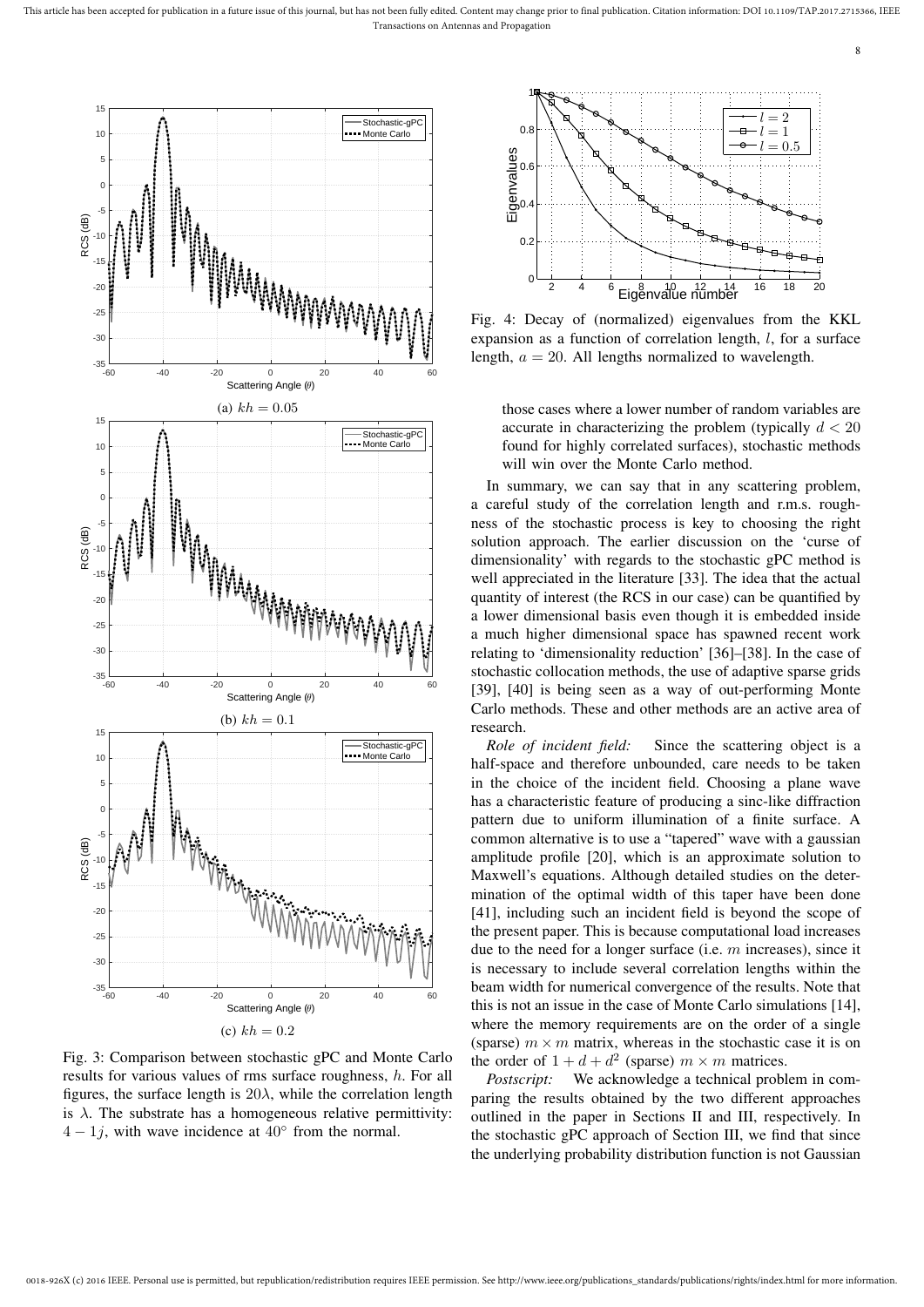(a) $kh = 0.05$

(b) $kh = 0.1$

(c) $kh = 0.2$

Fig. 3: Comparison between stochastic gPC and Monte Carlo results for various values of rms surface roughness, $h$. For all figures, the surface length is $20\lambda$, while the correlation length is $\lambda$. The substrate has a homogeneous relative permittivity: $4 - 1j$, with wave incidence at $40^\circ$ from the normal.

Fig. 4: Decay of (normalized) eigenvalues from the KKL expansion as a function of correlation length, $l$, for a surface length, $a = 20$. All lengths normalized to wavelength.

those cases where a lower number of random variables are accurate in characterizing the problem (typically $d < 20$ found for highly correlated surfaces), stochastic methods will win over the Monte Carlo method.

In summary, we can say that in any scattering problem, a careful study of the correlation length and r.m.s. roughness of the stochastic process is key to choosing the right solution approach. The earlier discussion on the 'curse of dimensionality' with regards to the stochastic gPC method is well appreciated in the literature [33]. The idea that the actual quantity of interest (the RCS in our case) can be quantified by a lower dimensional basis even though it is embedded inside a much higher dimensional space has spawned recent work relating to 'dimensionality reduction' [36]–[38]. In the case of stochastic collocation methods, the use of adaptive sparse grids [39], [40] is being seen as a way of out-performing Monte Carlo methods. These and other methods are an active area of research.

*Role of incident field:* Since the scattering object is a half-space and therefore unbounded, care needs to be taken in the choice of the incident field. Choosing a plane wave has a characteristic feature of producing a sinc-like diffraction pattern due to uniform illumination of a finite surface. A common alternative is to use a "tapered" wave with a gaussian amplitude profile [20], which is an approximate solution to Maxwell's equations. Although detailed studies on the determination of the optimal width of this taper have been done [41], including such an incident field is beyond the scope of the present paper. This is because computational load increases due to the need for a longer surface (i.e. $m$ increases), since it is necessary to include several correlation lengths within the beam width for numerical convergence of the results. Note that this is not an issue in the case of Monte Carlo simulations [14], where the memory requirements are on the order of a single (sparse) $m \times m$ matrix, whereas in the stochastic case it is on the order of $1 + d + d^2$ (sparse) $m \times m$ matrices.

*Postscript:* We acknowledge a technical problem in comparing the results obtained by the two different approaches outlined in the paper in Sections II and III, respectively. In the stochastic gPC approach of Section III, we find that since the underlying probability distribution function is not Gaussian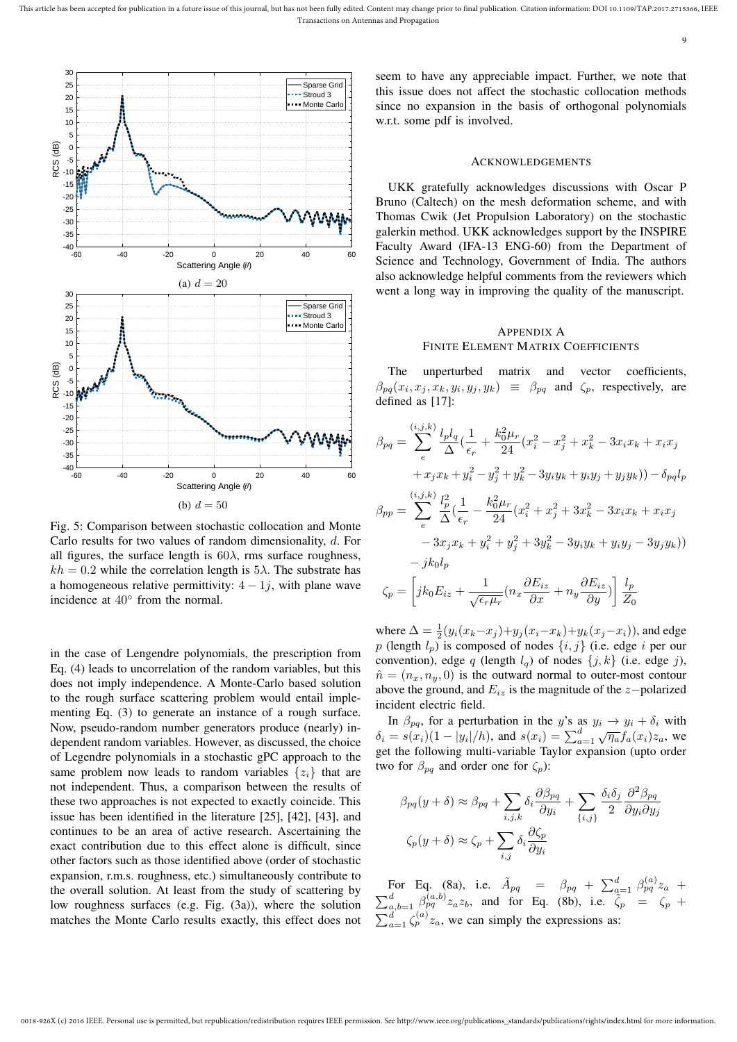Fig. 5: Comparison between stochastic collocation and Monte Carlo results for two values of random dimensionality, $d$. For all figures, the surface length is $60\lambda$, rms surface roughness, $kh = 0.2$ while the correlation length is $5\lambda$. The substrate has a homogeneous relative permittivity: $4 - 1j$, with plane wave incidence at $40^\circ$ from the normal.

(a) $d = 20$

(b) $d = 50$

in the case of Lengendre polynomials, the prescription from Eq. (4) leads to uncorrelation of the random variables, but this does not imply independence. A Monte-Carlo based solution to the rough surface scattering problem would entail implementing Eq. (3) to generate an instance of a rough surface. Now, pseudo-random number generators produce (nearly) independent random variables. However, as discussed, the choice of Legendre polynomials in a stochastic gPC approach to the same problem now leads to random variables $\{z_i\}$ that are not independent. Thus, a comparison between the results of these two approaches is not expected to exactly coincide. This issue has been identified in the literature [25], [42], [43], and continues to be an area of active research. Ascertaining the exact contribution due to this effect alone is difficult, since other factors such as those identified above (order of stochastic expansion, r.m.s. roughness, etc.) simultaneously contribute to the overall solution. At least from the study of scattering by low roughness surfaces (e.g. Fig. (3a)), where the solution matches the Monte Carlo results exactly, this effect does not seem to have any appreciable impact. Further, we note that this issue does not affect the stochastic collocation methods since no expansion in the basis of orthogonal polynomials w.r.t. some pdf is involved.

## Acknowledgements

UKK gratefully acknowledges discussions with Oscar P Bruno (Caltech) on the mesh deformation scheme, and with Thomas Cwik (Jet Propulsion Laboratory) on the stochastic galerkin method. UKK acknowledges support by the INSPIRE Faculty Award (IFA-13 ENG-60) from the Department of Science and Technology, Government of India. The authors also acknowledge helpful comments from the reviewers which went a long way in improving the quality of the manuscript.

## Appendix A
## Finite Element Matrix Coefficients

The unperturbed matrix and vector coefficients, $\beta_{pq}(x_i, x_j, x_k, y_i, y_j, y_k) \equiv \beta_{pq}$ and $\zeta_p$, respectively, are defined as [17]:

$$
\begin{aligned}
\beta_{pq} = \sum_e^{(i,j,k)} \frac{l_p l_q}{\Delta}\Big(\frac{1}{\epsilon_r} + \frac{k_0^2 \mu_r}{24}(x_i^2 - x_j^2 + x_k^2 - 3x_i x_k + x_i x_j \\
+ x_j x_k + y_i^2 - y_j^2 + y_k^2 - 3y_i y_k + y_i y_j + y_j y_k)\Big) - \delta_{pq} l_p
\end{aligned}
$$

$$
\begin{aligned}
\beta_{pp} = \sum_e^{(i,j,k)} \frac{l_p^2}{\Delta}\Big(\frac{1}{\epsilon_r} - \frac{k_0^2 \mu_r}{24}(x_i^2 + x_j^2 + 3x_k^2 - 3x_i x_k + x_i x_j \\
- 3x_j x_k + y_i^2 + y_j^2 + 3y_k^2 - 3y_i y_k + y_i y_j - 3y_j y_k)\Big) \\
- jk_0 l_p
\end{aligned}
$$

$$
\zeta_p = \left[ jk_0 E_{iz} + \frac{1}{\sqrt{\epsilon_r \mu_r}}\Big(n_x \frac{\partial E_{iz}}{\partial x} + n_y \frac{\partial E_{iz}}{\partial y}\Big)\right] \frac{l_p}{Z_0}
$$

where $\Delta = \frac{1}{2}(y_i(x_k - x_j) + y_j(x_i - x_k) + y_k(x_j - x_i))$, and edge $p$ (length $l_p$) is composed of nodes $\{i, j\}$ (i.e. edge $i$ per our convention), edge $q$ (length $l_q$) of nodes $\{j, k\}$ (i.e. edge $j$), $\hat{n} = (n_x, n_y, 0)$ is the outward normal to outer-most contour above the ground, and $E_{iz}$ is the magnitude of the $z-$polarized incident electric field.

In $\beta_{pq}$, for a perturbation in the $y$'s as $y_i \to y_i + \delta_i$ with $\delta_i = s(x_i)(1 - |y_i|/h)$, and $s(x_i) = \sum_{a=1}^{d} \sqrt{\eta_a} f_a(x_i) z_a$, we get the following multi-variable Taylor expansion (upto order two for $\beta_{pq}$ and order one for $\zeta_p$):

$$
\beta_{pq}(y + \delta) \approx \beta_{pq} + \sum_{i,j,k} \delta_i \frac{\partial \beta_{pq}}{\partial y_i} + \sum_{\{i,j\}} \frac{\delta_i \delta_j}{2} \frac{\partial^2 \beta_{pq}}{\partial y_i \partial y_j}
$$

$$
\zeta_p(y + \delta) \approx \zeta_p + \sum_{i,j} \delta_i \frac{\partial \zeta_p}{\partial y_i}
$$

For Eq. (8a), i.e. $\tilde{A}_{pq} = \beta_{pq} + \sum_{a=1}^{d} \beta_{pq}^{(a)} z_a + \sum_{a,b=1}^{d} \beta_{pq}^{(a,b)} z_a z_b$, and for Eq. (8b), i.e. $\tilde{\zeta}_p = \zeta_p + \sum_{a=1}^{d} \zeta_p^{(a)} z_a$, we can simply the expressions as: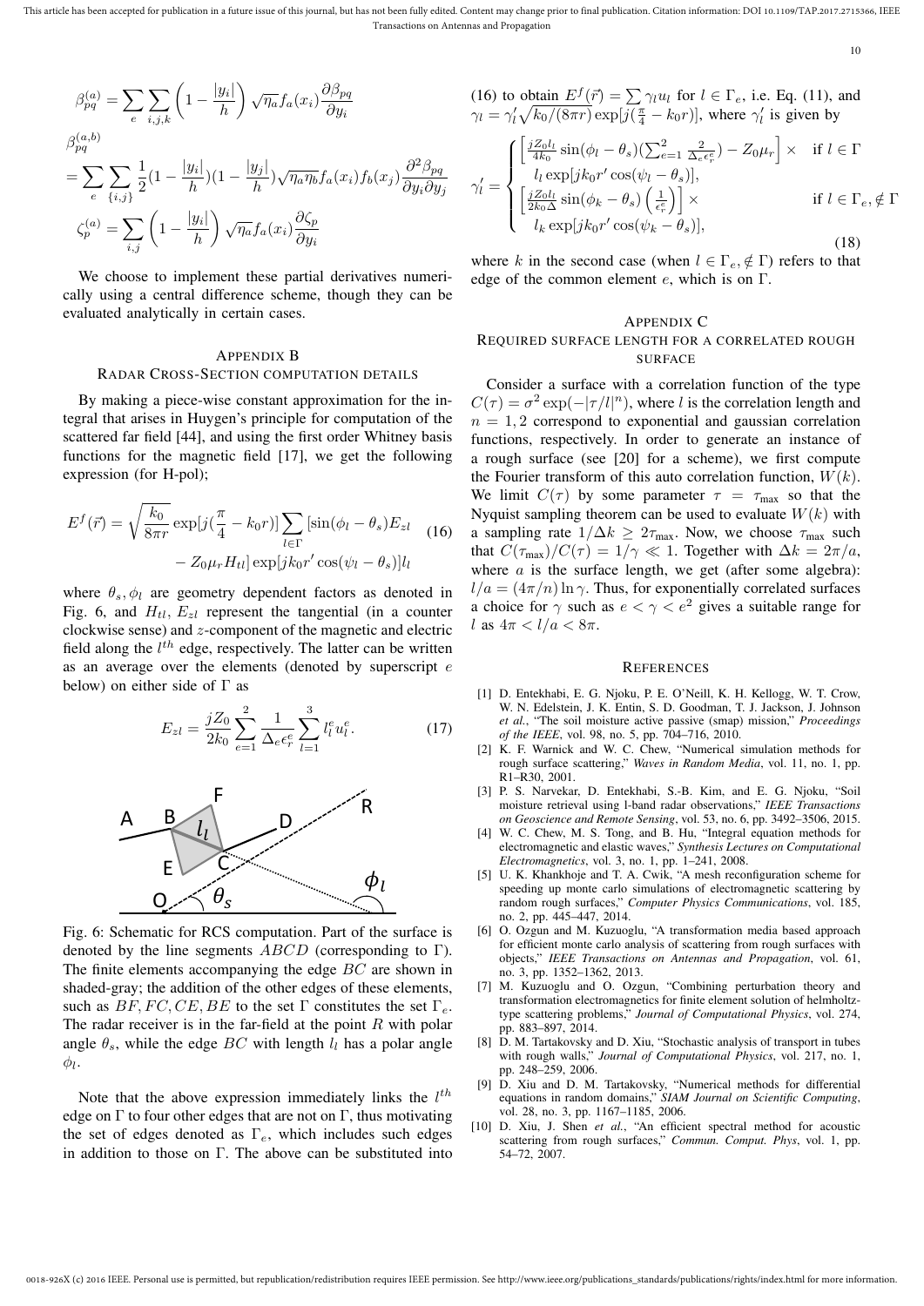$$\beta_{pq}^{(a)} = \sum_e \sum_{i,j,k} \left(1 - \frac{|y_i|}{h}\right) \sqrt{\eta_a} f_a(x_i) \frac{\partial \beta_{pq}}{\partial y_i}$$

$$\beta_{pq}^{(a,b)} = \sum_e \sum_{\{i,j\}} \frac{1}{2}(1 - \frac{|y_i|}{h})(1 - \frac{|y_j|}{h})\sqrt{\eta_a \eta_b} f_a(x_i) f_b(x_j) \frac{\partial^2 \beta_{pq}}{\partial y_i \partial y_j}$$

$$\zeta_p^{(a)} = \sum_{i,j} \left(1 - \frac{|y_i|}{h}\right) \sqrt{\eta_a} f_a(x_i) \frac{\partial \zeta_p}{\partial y_i}$$

We choose to implement these partial derivatives numerically using a central difference scheme, though they can be evaluated analytically in certain cases.

## Appendix B
## Radar Cross-Section Computation Details

By making a piece-wise constant approximation for the integral that arises in Huygen's principle for computation of the scattered far field [44], and using the first order Whitney basis functions for the magnetic field [17], we get the following expression (for H-pol);

$$E^f(\vec{r}) = \sqrt{\frac{k_0}{8\pi r}} \exp[j(\frac{\pi}{4} - k_0 r)] \sum_{l \in \Gamma} [\sin(\phi_l - \theta_s) E_{zl} - Z_0 \mu_r H_{tl}] \exp[jk_0 r' \cos(\psi_l - \theta_s)] l_l \tag{16}$$

where $\theta_s, \phi_l$ are geometry dependent factors as denoted in Fig. 6, and $H_{tl}$, $E_{zl}$ represent the tangential (in a counter clockwise sense) and $z$-component of the magnetic and electric field along the $l^{th}$ edge, respectively. The latter can be written as an average over the elements (denoted by superscript $e$ below) on either side of $\Gamma$ as

$$E_{zl} = \frac{jZ_0}{2k_0} \sum_{e=1}^{2} \frac{1}{\Delta_e \epsilon_r^e} \sum_{l=1}^{3} l_l^e u_l^e. \tag{17}$$

Fig. 6: Schematic for RCS computation. Part of the surface is denoted by the line segments $ABCD$ (corresponding to $\Gamma$). The finite elements accompanying the edge $BC$ are shown in shaded-gray; the addition of the other edges of these elements, such as $BF, FC, CE, BE$ to the set $\Gamma$ constitutes the set $\Gamma_e$. The radar receiver is in the far-field at the point $R$ with polar angle $\theta_s$, while the edge $BC$ with length $l_l$ has a polar angle $\phi_l$.

Note that the above expression immediately links the $l^{th}$ edge on $\Gamma$ to four other edges that are not on $\Gamma$, thus motivating the set of edges denoted as $\Gamma_e$, which includes such edges in addition to those on $\Gamma$. The above can be substituted into (16) to obtain $E^f(\vec{r}) = \sum \gamma_l u_l$ for $l \in \Gamma_e$, i.e. Eq. (11), and $\gamma_l = \gamma_l' \sqrt{k_0/(8\pi r)} \exp[j(\frac{\pi}{4} - k_0 r)]$, where $\gamma_l'$ is given by

$$\gamma_l' = \begin{cases} \left[\frac{jZ_0 l_l}{4k_0} \sin(\phi_l - \theta_s)(\sum_{e=1}^{2} \frac{2}{\Delta_e \epsilon_r^e}) - Z_0 \mu_r\right] \times & \text{if } l \in \Gamma \\ \quad l_l \exp[jk_0 r' \cos(\psi_l - \theta_s)], & \\ \left[\frac{jZ_0 l_l}{2k_0 \Delta} \sin(\phi_k - \theta_s)\left(\frac{1}{\epsilon_r^e}\right)\right] \times & \text{if } l \in \Gamma_e, \notin \Gamma \\ \quad l_k \exp[jk_0 r' \cos(\psi_k - \theta_s)], & \end{cases} \tag{18}$$

where $k$ in the second case (when $l \in \Gamma_e, \notin \Gamma$) refers to that edge of the common element $e$, which is on $\Gamma$.

## Appendix C
## Required Surface Length for a Correlated Rough Surface

Consider a surface with a correlation function of the type $C(\tau) = \sigma^2 \exp(-|\tau/l|^n)$, where $l$ is the correlation length and $n = 1, 2$ correspond to exponential and gaussian correlation functions, respectively. In order to generate an instance of a rough surface (see [20] for a scheme), we first compute the Fourier transform of this auto correlation function, $W(k)$. We limit $C(\tau)$ by some parameter $\tau = \tau_{\max}$ so that the Nyquist sampling theorem can be used to evaluate $W(k)$ with a sampling rate $1/\Delta k \geq 2\tau_{\max}$. Now, we choose $\tau_{\max}$ such that $C(\tau_{\max})/C(\tau) = 1/\gamma \ll 1$. Together with $\Delta k = 2\pi/a$, where $a$ is the surface length, we get (after some algebra): $l/a = (4\pi/n) \ln \gamma$. Thus, for exponentially correlated surfaces a choice for $\gamma$ such as $e < \gamma < e^2$ gives a suitable range for $l$ as $4\pi < l/a < 8\pi$.

## References

[1] D. Entekhabi, E. G. Njoku, P. E. O'Neill, K. H. Kellogg, W. T. Crow, W. N. Edelstein, J. K. Entin, S. D. Goodman, T. J. Jackson, J. Johnson *et al.*, "The soil moisture active passive (smap) mission," *Proceedings of the IEEE*, vol. 98, no. 5, pp. 704–716, 2010.

[2] K. F. Warnick and W. C. Chew, "Numerical simulation methods for rough surface scattering," *Waves in Random Media*, vol. 11, no. 1, pp. R1–R30, 2001.

[3] P. S. Narvekar, D. Entekhabi, S.-B. Kim, and E. G. Njoku, "Soil moisture retrieval using l-band radar observations," *IEEE Transactions on Geoscience and Remote Sensing*, vol. 53, no. 6, pp. 3492–3506, 2015.

[4] W. C. Chew, M. S. Tong, and B. Hu, "Integral equation methods for electromagnetic and elastic waves," *Synthesis Lectures on Computational Electromagnetics*, vol. 3, no. 1, pp. 1–241, 2008.

[5] U. K. Khankhoje and T. A. Cwik, "A mesh reconfiguration scheme for speeding up monte carlo simulations of electromagnetic scattering by random rough surfaces," *Computer Physics Communications*, vol. 185, no. 2, pp. 445–447, 2014.

[6] O. Ozgun and M. Kuzuoglu, "A transformation media based approach for efficient monte carlo analysis of scattering from rough surfaces with objects," *IEEE Transactions on Antennas and Propagation*, vol. 61, no. 3, pp. 1352–1362, 2013.

[7] M. Kuzuoglu and O. Ozgun, "Combining perturbation theory and transformation electromagnetics for finite element solution of helmholtz-type scattering problems," *Journal of Computational Physics*, vol. 274, pp. 883–897, 2014.

[8] D. M. Tartakovsky and D. Xiu, "Stochastic analysis of transport in tubes with rough walls," *Journal of Computational Physics*, vol. 217, no. 1, pp. 248–259, 2006.

[9] D. Xiu and D. M. Tartakovsky, "Numerical methods for differential equations in random domains," *SIAM Journal on Scientific Computing*, vol. 28, no. 3, pp. 1167–1185, 2006.

[10] D. Xiu, J. Shen *et al.*, "An efficient spectral method for acoustic scattering from rough surfaces," *Commun. Comput. Phys*, vol. 1, pp. 54–72, 2007.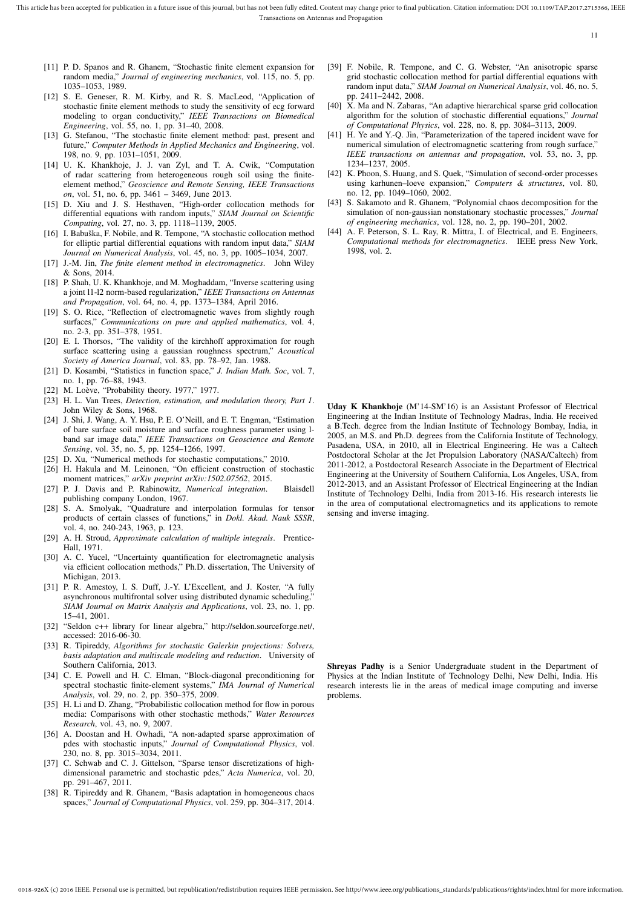[11] P. D. Spanos and R. Ghanem, "Stochastic finite element expansion for random media," *Journal of engineering mechanics*, vol. 115, no. 5, pp. 1035–1053, 1989.

[12] S. E. Geneser, R. M. Kirby, and R. S. MacLeod, "Application of stochastic finite element methods to study the sensitivity of ecg forward modeling to organ conductivity," *IEEE Transactions on Biomedical Engineering*, vol. 55, no. 1, pp. 31–40, 2008.

[13] G. Stefanou, "The stochastic finite element method: past, present and future," *Computer Methods in Applied Mechanics and Engineering*, vol. 198, no. 9, pp. 1031–1051, 2009.

[14] U. K. Khankhoje, J. J. van Zyl, and T. A. Cwik, "Computation of radar scattering from heterogeneous rough soil using the finite-element method," *Geoscience and Remote Sensing, IEEE Transactions on*, vol. 51, no. 6, pp. 3461 – 3469, June 2013.

[15] D. Xiu and J. S. Hesthaven, "High-order collocation methods for differential equations with random inputs," *SIAM Journal on Scientific Computing*, vol. 27, no. 3, pp. 1118–1139, 2005.

[16] I. Babuška, F. Nobile, and R. Tempone, "A stochastic collocation method for elliptic partial differential equations with random input data," *SIAM Journal on Numerical Analysis*, vol. 45, no. 3, pp. 1005–1034, 2007.

[17] J.-M. Jin, *The finite element method in electromagnetics*. John Wiley & Sons, 2014.

[18] P. Shah, U. K. Khankhoje, and M. Moghaddam, "Inverse scattering using a joint l1-l2 norm-based regularization," *IEEE Transactions on Antennas and Propagation*, vol. 64, no. 4, pp. 1373–1384, April 2016.

[19] S. O. Rice, "Reflection of electromagnetic waves from slightly rough surfaces," *Communications on pure and applied mathematics*, vol. 4, no. 2-3, pp. 351–378, 1951.

[20] E. I. Thorsos, "The validity of the kirchhoff approximation for rough surface scattering using a gaussian roughness spectrum," *Acoustical Society of America Journal*, vol. 83, pp. 78–92, Jan. 1988.

[21] D. Kosambi, "Statistics in function space," *J. Indian Math. Soc*, vol. 7, no. 1, pp. 76–88, 1943.

[22] M. Loève, "Probability theory. 1977," 1977.

[23] H. L. Van Trees, *Detection, estimation, and modulation theory, Part 1*. John Wiley & Sons, 1968.

[24] J. Shi, J. Wang, A. Y. Hsu, P. E. O'Neill, and E. T. Engman, "Estimation of bare surface soil moisture and surface roughness parameter using l-band sar image data," *IEEE Transactions on Geoscience and Remote Sensing*, vol. 35, no. 5, pp. 1254–1266, 1997.

[25] D. Xu, "Numerical methods for stochastic computations," 2010.

[26] H. Hakula and M. Leinonen, "On efficient construction of stochastic moment matrices," *arXiv preprint arXiv:1502.07562*, 2015.

[27] P. J. Davis and P. Rabinowitz, *Numerical integration*. Blaisdell publishing company London, 1967.

[28] S. A. Smolyak, "Quadrature and interpolation formulas for tensor products of certain classes of functions," in *Dokl. Akad. Nauk SSSR*, vol. 4, no. 240-243, 1963, p. 123.

[29] A. H. Stroud, *Approximate calculation of multiple integrals*. Prentice-Hall, 1971.

[30] A. C. Yucel, "Uncertainty quantification for electromagnetic analysis via efficient collocation methods," Ph.D. dissertation, The University of Michigan, 2013.

[31] P. R. Amestoy, I. S. Duff, J.-Y. L'Excellent, and J. Koster, "A fully asynchronous multifrontal solver using distributed dynamic scheduling," *SIAM Journal on Matrix Analysis and Applications*, vol. 23, no. 1, pp. 15–41, 2001.

[32] "Seldon c++ library for linear algebra," http://seldon.sourceforge.net/, accessed: 2016-06-30.

[33] R. Tipireddy, *Algorithms for stochastic Galerkin projections: Solvers, basis adaptation and multiscale modeling and reduction*. University of Southern California, 2013.

[34] C. E. Powell and H. C. Elman, "Block-diagonal preconditioning for spectral stochastic finite-element systems," *IMA Journal of Numerical Analysis*, vol. 29, no. 2, pp. 350–375, 2009.

[35] H. Li and D. Zhang, "Probabilistic collocation method for flow in porous media: Comparisons with other stochastic methods," *Water Resources Research*, vol. 43, no. 9, 2007.

[36] A. Doostan and H. Owhadi, "A non-adapted sparse approximation of pdes with stochastic inputs," *Journal of Computational Physics*, vol. 230, no. 8, pp. 3015–3034, 2011.

[37] C. Schwab and C. J. Gittelson, "Sparse tensor discretizations of high-dimensional parametric and stochastic pdes," *Acta Numerica*, vol. 20, pp. 291–467, 2011.

[38] R. Tipireddy and R. Ghanem, "Basis adaptation in homogeneous chaos spaces," *Journal of Computational Physics*, vol. 259, pp. 304–317, 2014.

[39] F. Nobile, R. Tempone, and C. G. Webster, "An anisotropic sparse grid stochastic collocation method for partial differential equations with random input data," *SIAM Journal on Numerical Analysis*, vol. 46, no. 5, pp. 2411–2442, 2008.

[40] X. Ma and N. Zabaras, "An adaptive hierarchical sparse grid collocation algorithm for the solution of stochastic differential equations," *Journal of Computational Physics*, vol. 228, no. 8, pp. 3084–3113, 2009.

[41] H. Ye and Y.-Q. Jin, "Parameterization of the tapered incident wave for numerical simulation of electromagnetic scattering from rough surface," *IEEE transactions on antennas and propagation*, vol. 53, no. 3, pp. 1234–1237, 2005.

[42] K. Phoon, S. Huang, and S. Quek, "Simulation of second-order processes using karhunen–loeve expansion," *Computers & structures*, vol. 80, no. 12, pp. 1049–1060, 2002.

[43] S. Sakamoto and R. Ghanem, "Polynomial chaos decomposition for the simulation of non-gaussian nonstationary stochastic processes," *Journal of engineering mechanics*, vol. 128, no. 2, pp. 190–201, 2002.

[44] A. F. Peterson, S. L. Ray, R. Mittra, I. of Electrical, and E. Engineers, *Computational methods for electromagnetics*. IEEE press New York, 1998, vol. 2.

**Uday K Khankhoje** (M'14-SM'16) is an Assistant Professor of Electrical Engineering at the Indian Institute of Technology Madras, India. He received a B.Tech. degree from the Indian Institute of Technology Bombay, India, in 2005, an M.S. and Ph.D. degrees from the California Institute of Technology, Pasadena, USA, in 2010, all in Electrical Engineering. He was a Caltech Postdoctoral Scholar at the Jet Propulsion Laboratory (NASA/Caltech) from 2011-2012, a Postdoctoral Research Associate in the Department of Electrical Engineering at the University of Southern California, Los Angeles, USA, from 2012-2013, and an Assistant Professor of Electrical Engineering at the Indian Institute of Technology Delhi, India from 2013-16. His research interests lie in the area of computational electromagnetics and its applications to remote sensing and inverse imaging.

**Shreyas Padhy** is a Senior Undergraduate student in the Department of Physics at the Indian Institute of Technology Delhi, New Delhi, India. His research interests lie in the areas of medical image computing and inverse problems.